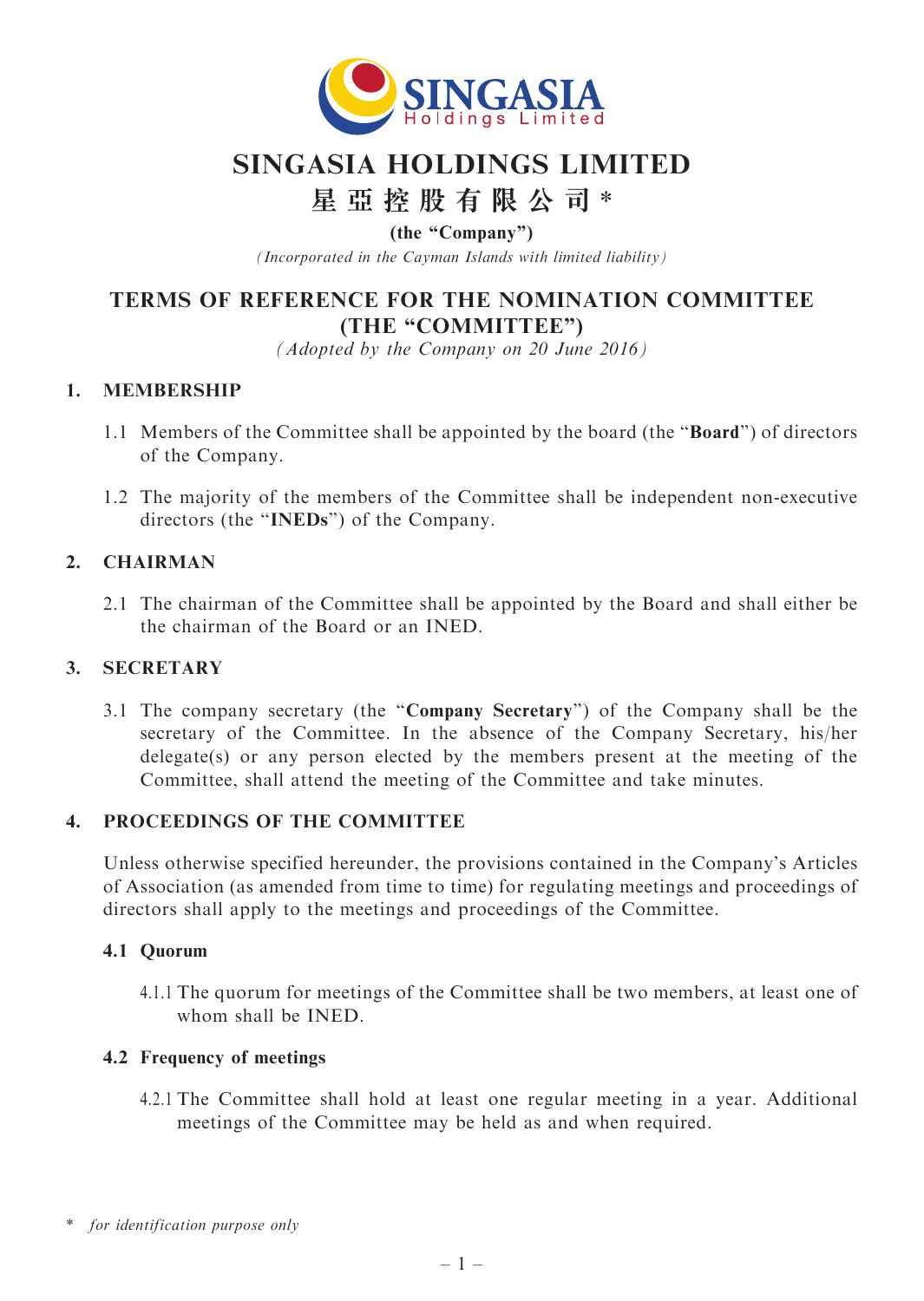# SINGASIA HOLDINGS LIMITED

# 星亞控股有限公司 *

**(the "Company")**

*(Incorporated in the Cayman Islands with limited liability)*

## TERMS OF REFERENCE FOR THE NOMINATION COMMITTEE (THE "COMMITTEE")

*(Adopted by the Company on 20 June 2016)*

### 1. MEMBERSHIP

1.1 Members of the Committee shall be appointed by the board (the "**Board**") of directors of the Company.

1.2 The majority of the members of the Committee shall be independent non-executive directors (the "**INEDs**") of the Company.

### 2. CHAIRMAN

2.1 The chairman of the Committee shall be appointed by the Board and shall either be the chairman of the Board or an INED.

### 3. SECRETARY

3.1 The company secretary (the "**Company Secretary**") of the Company shall be the secretary of the Committee. In the absence of the Company Secretary, his/her delegate(s) or any person elected by the members present at the meeting of the Committee, shall attend the meeting of the Committee and take minutes.

### 4. PROCEEDINGS OF THE COMMITTEE

Unless otherwise specified hereunder, the provisions contained in the Company's Articles of Association (as amended from time to time) for regulating meetings and proceedings of directors shall apply to the meetings and proceedings of the Committee.

#### 4.1 Quorum

4.1.1 The quorum for meetings of the Committee shall be two members, at least one of whom shall be INED.

#### 4.2 Frequency of meetings

4.2.1 The Committee shall hold at least one regular meeting in a year. Additional meetings of the Committee may be held as and when required.

\* *for identification purpose only*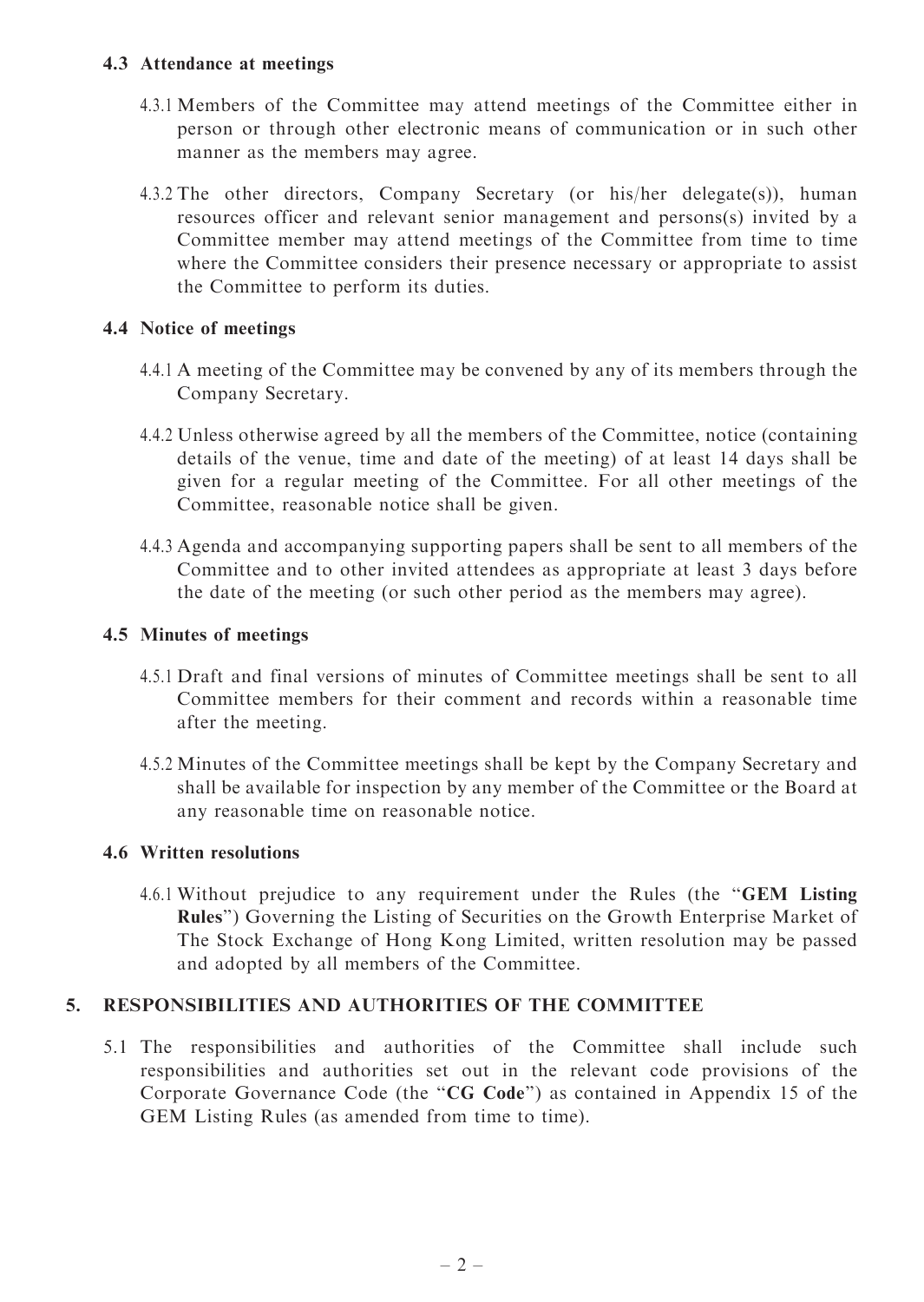### 4.3 Attendance at meetings

4.3.1 Members of the Committee may attend meetings of the Committee either in person or through other electronic means of communication or in such other manner as the members may agree.

4.3.2 The other directors, Company Secretary (or his/her delegate(s)), human resources officer and relevant senior management and persons(s) invited by a Committee member may attend meetings of the Committee from time to time where the Committee considers their presence necessary or appropriate to assist the Committee to perform its duties.

### 4.4 Notice of meetings

4.4.1 A meeting of the Committee may be convened by any of its members through the Company Secretary.

4.4.2 Unless otherwise agreed by all the members of the Committee, notice (containing details of the venue, time and date of the meeting) of at least 14 days shall be given for a regular meeting of the Committee. For all other meetings of the Committee, reasonable notice shall be given.

4.4.3 Agenda and accompanying supporting papers shall be sent to all members of the Committee and to other invited attendees as appropriate at least 3 days before the date of the meeting (or such other period as the members may agree).

### 4.5 Minutes of meetings

4.5.1 Draft and final versions of minutes of Committee meetings shall be sent to all Committee members for their comment and records within a reasonable time after the meeting.

4.5.2 Minutes of the Committee meetings shall be kept by the Company Secretary and shall be available for inspection by any member of the Committee or the Board at any reasonable time on reasonable notice.

### 4.6 Written resolutions

4.6.1 Without prejudice to any requirement under the Rules (the "**GEM Listing Rules**") Governing the Listing of Securities on the Growth Enterprise Market of The Stock Exchange of Hong Kong Limited, written resolution may be passed and adopted by all members of the Committee.

## 5. RESPONSIBILITIES AND AUTHORITIES OF THE COMMITTEE

5.1 The responsibilities and authorities of the Committee shall include such responsibilities and authorities set out in the relevant code provisions of the Corporate Governance Code (the "**CG Code**") as contained in Appendix 15 of the GEM Listing Rules (as amended from time to time).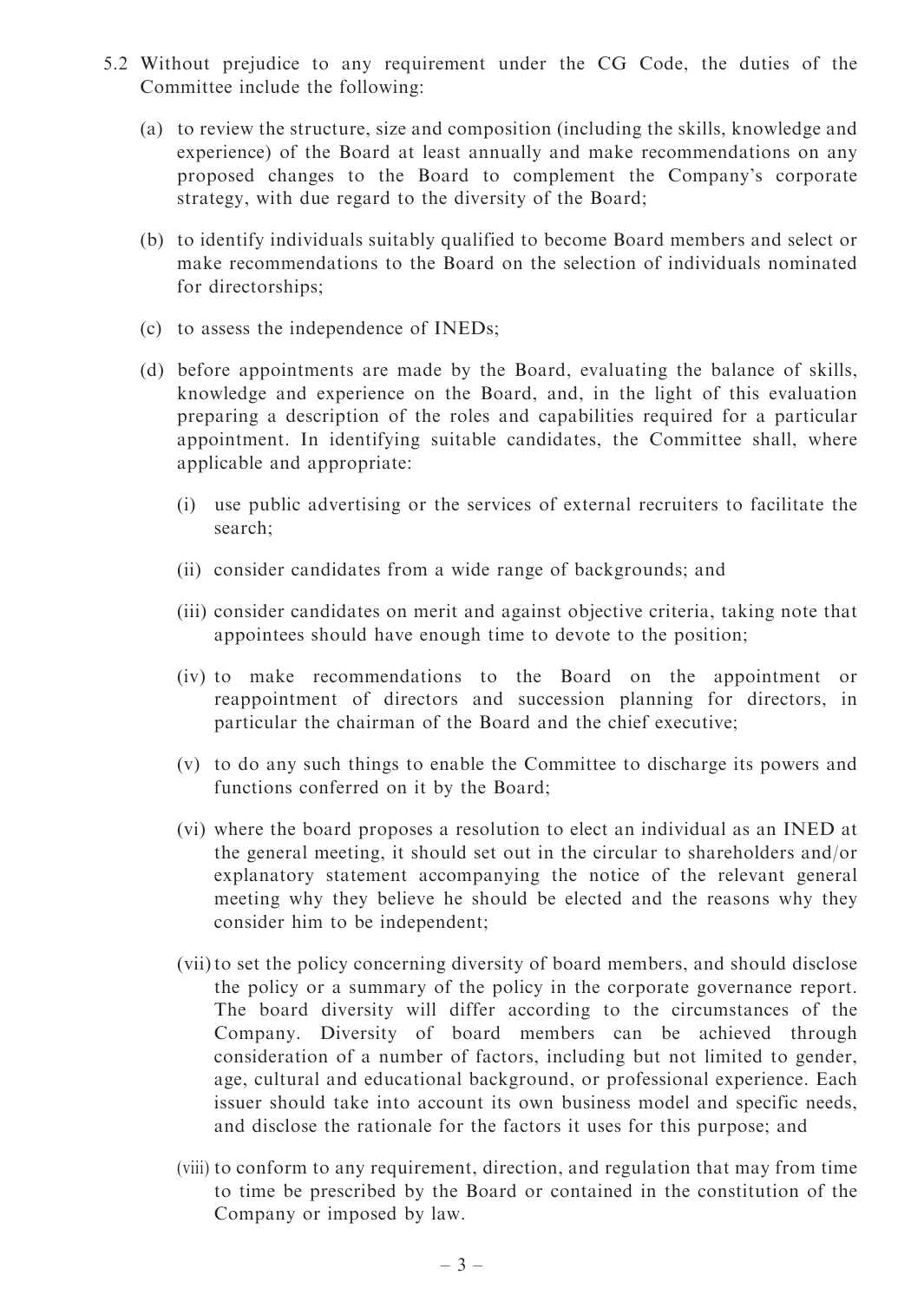5.2 Without prejudice to any requirement under the CG Code, the duties of the Committee include the following:

(a) to review the structure, size and composition (including the skills, knowledge and experience) of the Board at least annually and make recommendations on any proposed changes to the Board to complement the Company's corporate strategy, with due regard to the diversity of the Board;

(b) to identify individuals suitably qualified to become Board members and select or make recommendations to the Board on the selection of individuals nominated for directorships;

(c) to assess the independence of INEDs;

(d) before appointments are made by the Board, evaluating the balance of skills, knowledge and experience on the Board, and, in the light of this evaluation preparing a description of the roles and capabilities required for a particular appointment. In identifying suitable candidates, the Committee shall, where applicable and appropriate:

   (i) use public advertising or the services of external recruiters to facilitate the search;

   (ii) consider candidates from a wide range of backgrounds; and

   (iii) consider candidates on merit and against objective criteria, taking note that appointees should have enough time to devote to the position;

   (iv) to make recommendations to the Board on the appointment or reappointment of directors and succession planning for directors, in particular the chairman of the Board and the chief executive;

   (v) to do any such things to enable the Committee to discharge its powers and functions conferred on it by the Board;

   (vi) where the board proposes a resolution to elect an individual as an INED at the general meeting, it should set out in the circular to shareholders and/or explanatory statement accompanying the notice of the relevant general meeting why they believe he should be elected and the reasons why they consider him to be independent;

   (vii) to set the policy concerning diversity of board members, and should disclose the policy or a summary of the policy in the corporate governance report. The board diversity will differ according to the circumstances of the Company. Diversity of board members can be achieved through consideration of a number of factors, including but not limited to gender, age, cultural and educational background, or professional experience. Each issuer should take into account its own business model and specific needs, and disclose the rationale for the factors it uses for this purpose; and

   (viii) to conform to any requirement, direction, and regulation that may from time to time be prescribed by the Board or contained in the constitution of the Company or imposed by law.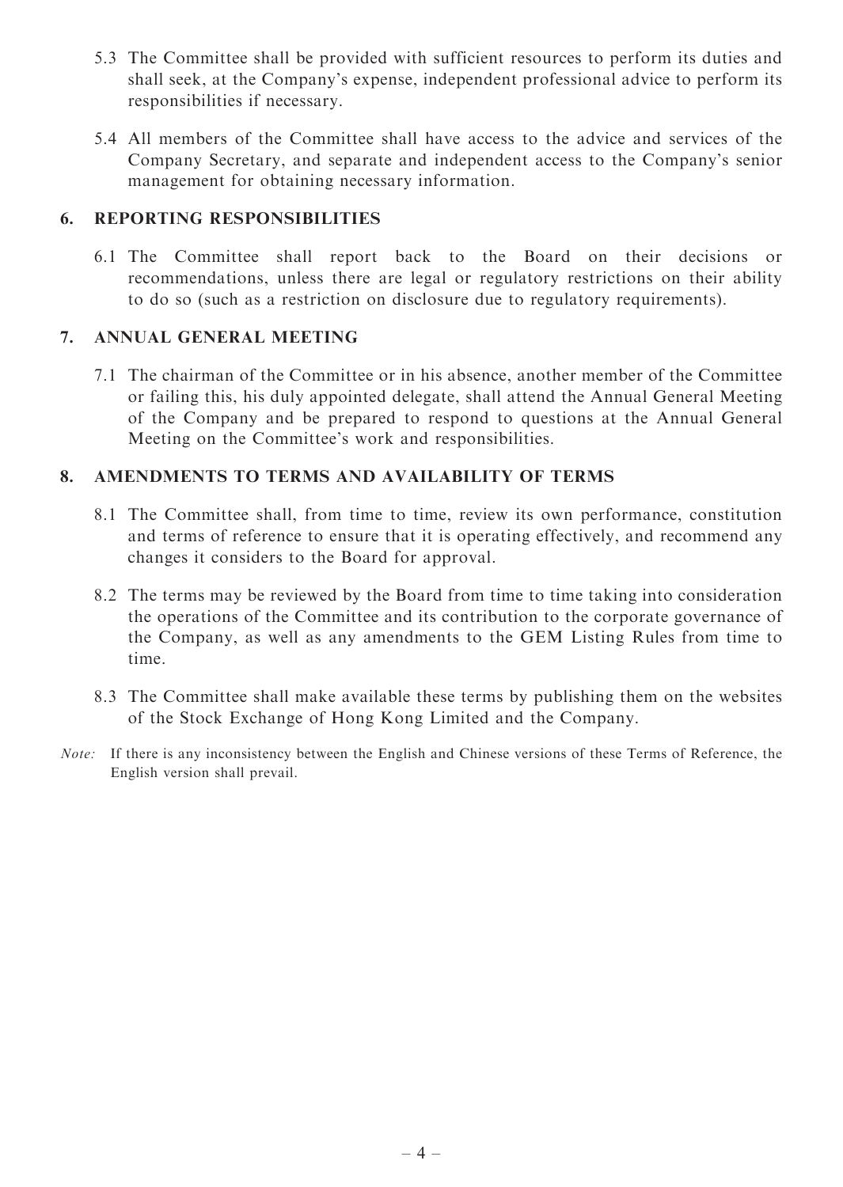5.3 The Committee shall be provided with sufficient resources to perform its duties and shall seek, at the Company's expense, independent professional advice to perform its responsibilities if necessary.

5.4 All members of the Committee shall have access to the advice and services of the Company Secretary, and separate and independent access to the Company's senior management for obtaining necessary information.

## 6. REPORTING RESPONSIBILITIES

6.1 The Committee shall report back to the Board on their decisions or recommendations, unless there are legal or regulatory restrictions on their ability to do so (such as a restriction on disclosure due to regulatory requirements).

## 7. ANNUAL GENERAL MEETING

7.1 The chairman of the Committee or in his absence, another member of the Committee or failing this, his duly appointed delegate, shall attend the Annual General Meeting of the Company and be prepared to respond to questions at the Annual General Meeting on the Committee's work and responsibilities.

## 8. AMENDMENTS TO TERMS AND AVAILABILITY OF TERMS

8.1 The Committee shall, from time to time, review its own performance, constitution and terms of reference to ensure that it is operating effectively, and recommend any changes it considers to the Board for approval.

8.2 The terms may be reviewed by the Board from time to time taking into consideration the operations of the Committee and its contribution to the corporate governance of the Company, as well as any amendments to the GEM Listing Rules from time to time.

8.3 The Committee shall make available these terms by publishing them on the websites of the Stock Exchange of Hong Kong Limited and the Company.

*Note:* If there is any inconsistency between the English and Chinese versions of these Terms of Reference, the English version shall prevail.